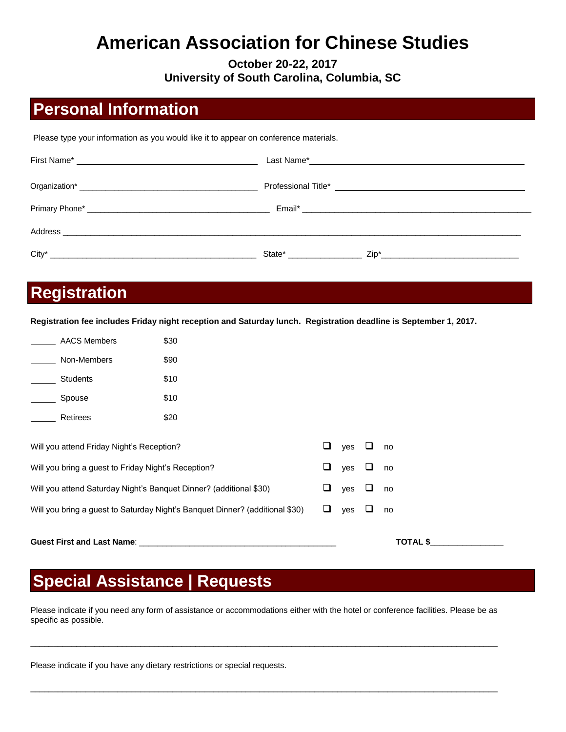# American Association for Chinese Studies

**October 20-22, 2017**
**University of South Carolina, Columbia, SC**

## Personal Information

Please type your information as you would like it to appear on conference materials.

First Name* ______________________ Last Name* ______________________

Organization* ______________________ Professional Title* ______________________

Primary Phone* ______________________ Email* ______________________

Address ____________________________________________

City* ______________________ State* __________ Zip* ______________

## Registration

**Registration fee includes Friday night reception and Saturday lunch. Registration deadline is September 1, 2017.**

| | | |
|---|---|---|
| ______ | AACS Members | $30 |
| ______ | Non-Members | $90 |
| ______ | Students | $10 |
| ______ | Spouse | $10 |
| ______ | Retirees | $20 |

Will you attend Friday Night's Reception? ☐ yes ☐ no

Will you bring a guest to Friday Night's Reception? ☐ yes ☐ no

Will you attend Saturday Night's Banquet Dinner? (additional $30) ☐ yes ☐ no

Will you bring a guest to Saturday Night's Banquet Dinner? (additional $30) ☐ yes ☐ no

**Guest First and Last Name**: ______________________ **TOTAL $**__________

## Special Assistance | Requests

Please indicate if you need any form of assistance or accommodations either with the hotel or conference facilities. Please be as specific as possible.

____________________________________________

Please indicate if you have any dietary restrictions or special requests.

____________________________________________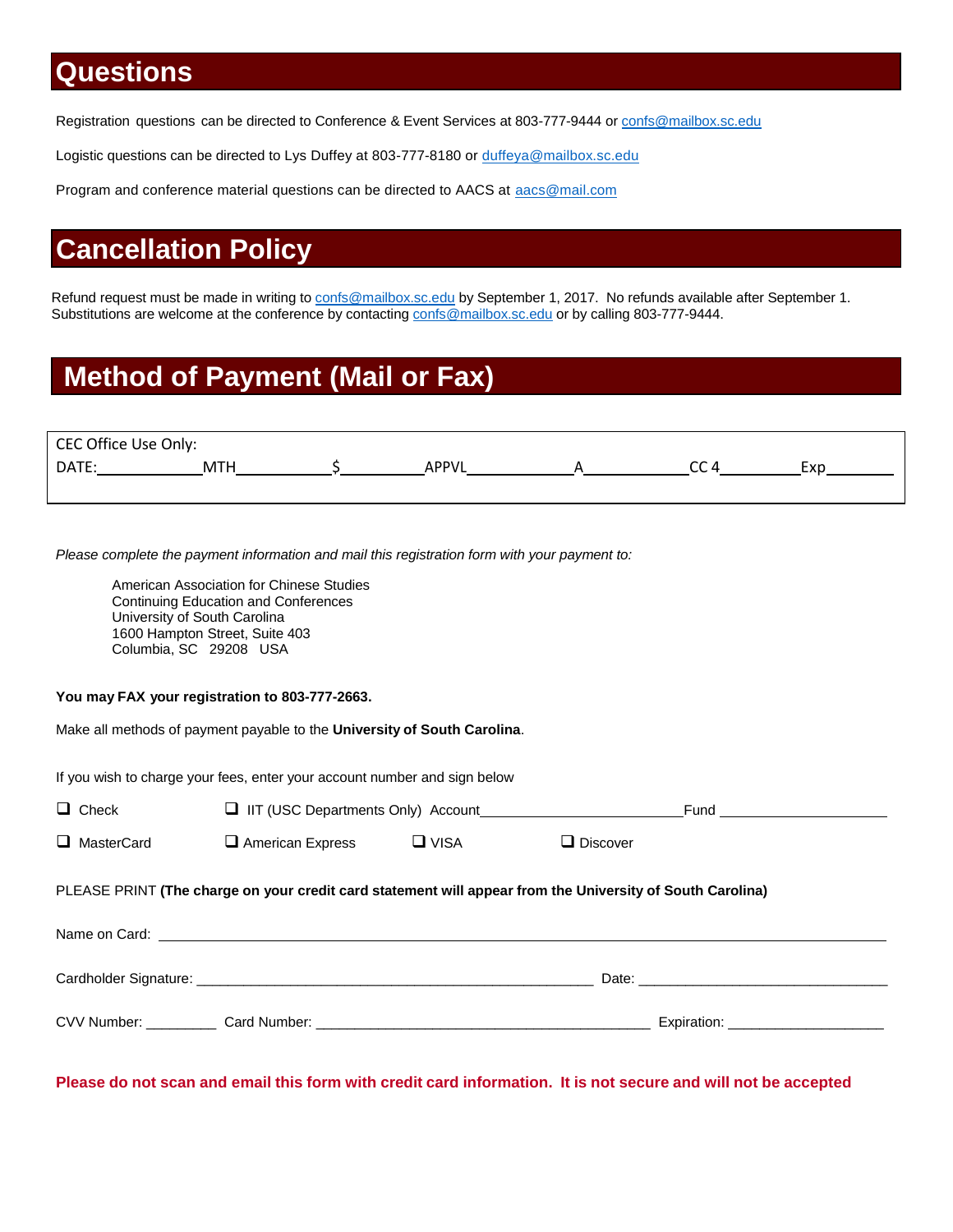## Questions

Registration questions can be directed to Conference & Event Services at 803-777-9444 or confs@mailbox.sc.edu

Logistic questions can be directed to Lys Duffey at 803-777-8180 or duffeya@mailbox.sc.edu

Program and conference material questions can be directed to AACS at aacs@mail.com

## Cancellation Policy

Refund request must be made in writing to confs@mailbox.sc.edu by September 1, 2017. No refunds available after September 1. Substitutions are welcome at the conference by contacting confs@mailbox.sc.edu or by calling 803-777-9444.

## Method of Payment (Mail or Fax)

CEC Office Use Only:
DATE:____________ MTH____________ $__________ APPVL____________ A____________ CC 4__________ Exp________

*Please complete the payment information and mail this registration form with your payment to:*

American Association for Chinese Studies
Continuing Education and Conferences
University of South Carolina
1600 Hampton Street, Suite 403
Columbia, SC 29208 USA

**You may FAX your registration to 803-777-2663.**

Make all methods of payment payable to the **University of South Carolina**.

If you wish to charge your fees, enter your account number and sign below

- ☐ Check
- ☐ IIT (USC Departments Only) Account________________________ Fund ____________________
- ☐ MasterCard
- ☐ American Express
- ☐ VISA
- ☐ Discover

PLEASE PRINT **(The charge on your credit card statement will appear from the University of South Carolina)**

Name on Card: ______________________________________________________________________

Cardholder Signature: ___________________________________________________ Date: ________________________________

CVV Number: _________ Card Number: ___________________________________________ Expiration: ____________________

**Please do not scan and email this form with credit card information. It is not secure and will not be accepted**